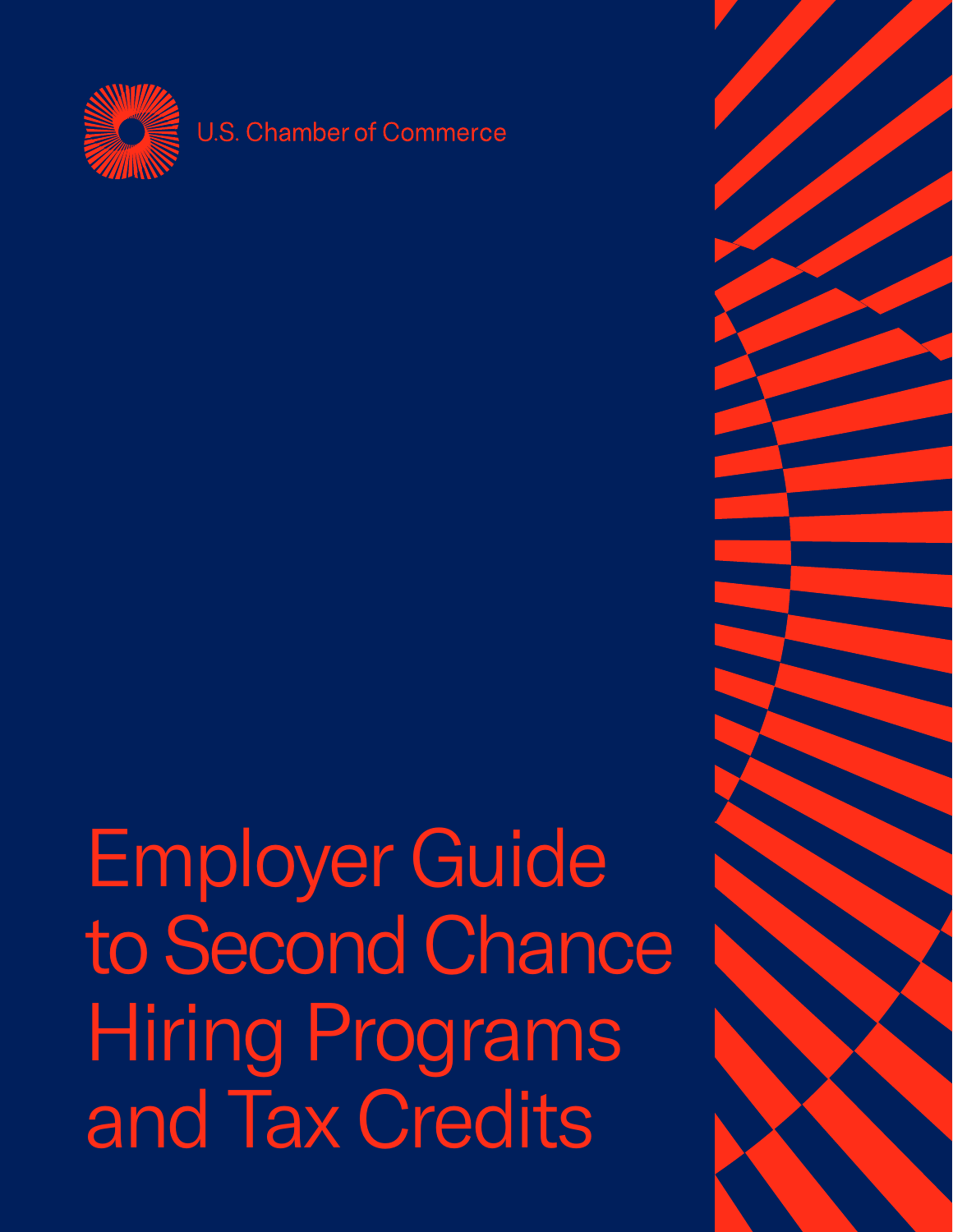U.S. Chamber of Commerce

# Employer Guide to Second Chance Hiring Programs and Tax Credits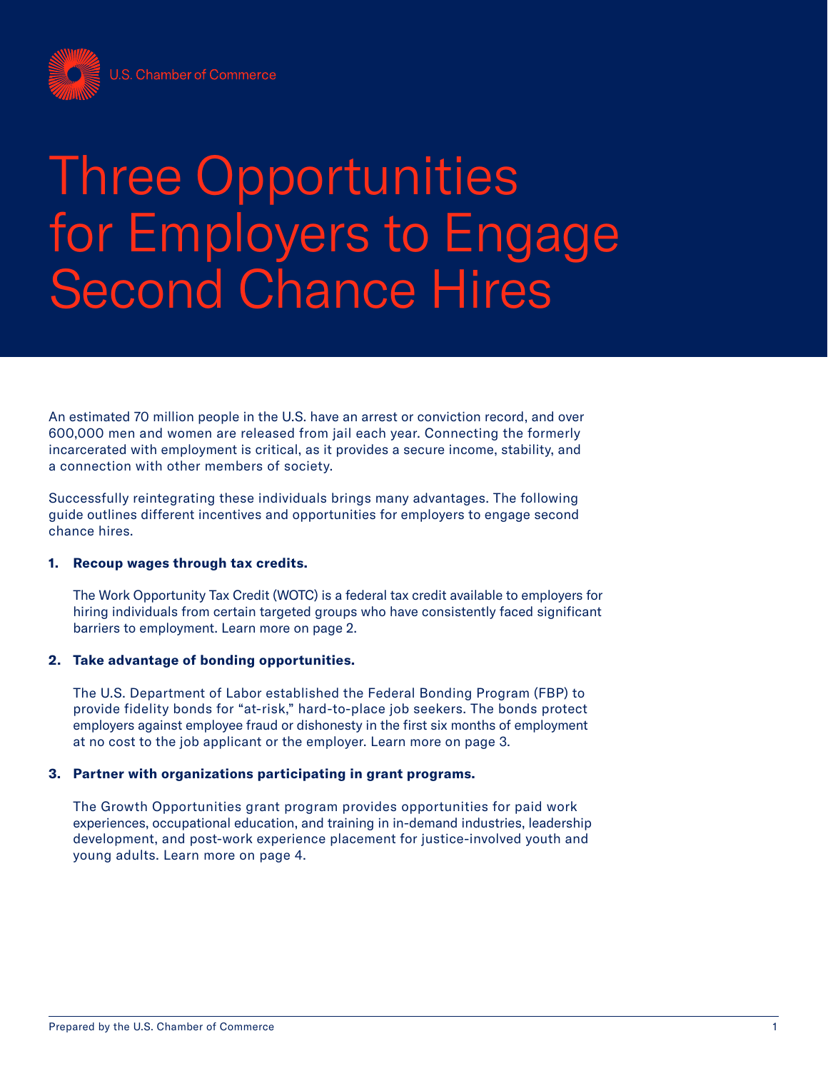U.S. Chamber of Commerce

# Three Opportunities for Employers to Engage Second Chance Hires

An estimated 70 million people in the U.S. have an arrest or conviction record, and over 600,000 men and women are released from jail each year. Connecting the formerly incarcerated with employment is critical, as it provides a secure income, stability, and a connection with other members of society.

Successfully reintegrating these individuals brings many advantages. The following guide outlines different incentives and opportunities for employers to engage second chance hires.

1. **Recoup wages through tax credits.**

   The Work Opportunity Tax Credit (WOTC) is a federal tax credit available to employers for hiring individuals from certain targeted groups who have consistently faced significant barriers to employment. Learn more on page 2.

2. **Take advantage of bonding opportunities.**

   The U.S. Department of Labor established the Federal Bonding Program (FBP) to provide fidelity bonds for "at-risk," hard-to-place job seekers. The bonds protect employers against employee fraud or dishonesty in the first six months of employment at no cost to the job applicant or the employer. Learn more on page 3.

3. **Partner with organizations participating in grant programs.**

   The Growth Opportunities grant program provides opportunities for paid work experiences, occupational education, and training in in-demand industries, leadership development, and post-work experience placement for justice-involved youth and young adults. Learn more on page 4.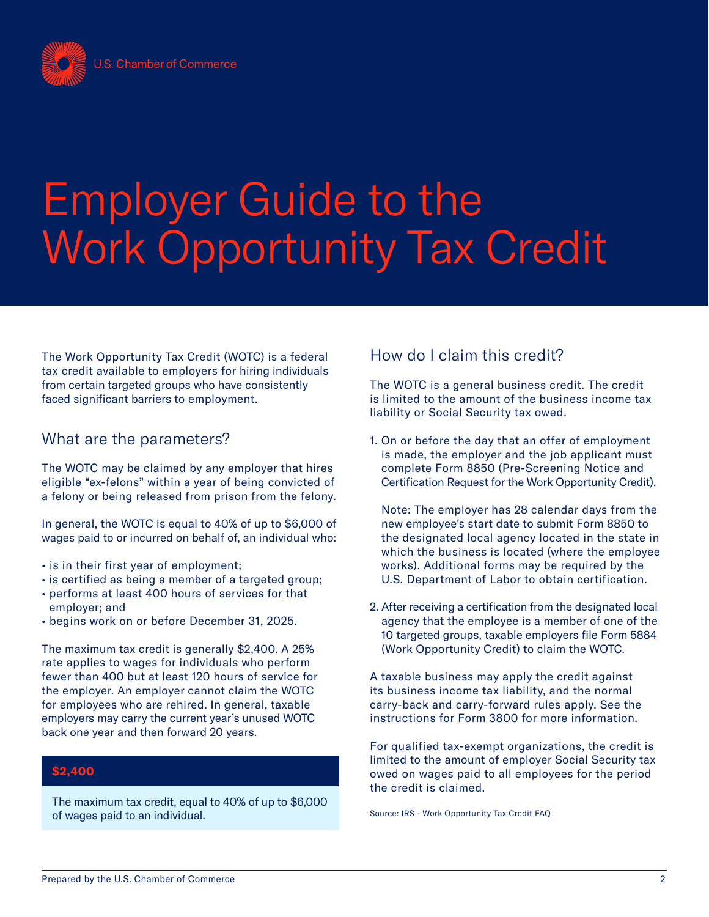U.S. Chamber of Commerce

# Employer Guide to the Work Opportunity Tax Credit

The Work Opportunity Tax Credit (WOTC) is a federal tax credit available to employers for hiring individuals from certain targeted groups who have consistently faced significant barriers to employment.

## What are the parameters?

The WOTC may be claimed by any employer that hires eligible "ex-felons" within a year of being convicted of a felony or being released from prison from the felony.

In general, the WOTC is equal to 40% of up to $6,000 of wages paid to or incurred on behalf of, an individual who:

- is in their first year of employment;
- is certified as being a member of a targeted group;
- performs at least 400 hours of services for that employer; and
- begins work on or before December 31, 2025.

The maximum tax credit is generally $2,400. A 25% rate applies to wages for individuals who perform fewer than 400 but at least 120 hours of service for the employer. An employer cannot claim the WOTC for employees who are rehired. In general, taxable employers may carry the current year's unused WOTC back one year and then forward 20 years.

**$2,400**

The maximum tax credit, equal to 40% of up to $6,000 of wages paid to an individual.

## How do I claim this credit?

The WOTC is a general business credit. The credit is limited to the amount of the business income tax liability or Social Security tax owed.

1. On or before the day that an offer of employment is made, the employer and the job applicant must complete Form 8850 (Pre-Screening Notice and Certification Request for the Work Opportunity Credit).

   Note: The employer has 28 calendar days from the new employee's start date to submit Form 8850 to the designated local agency located in the state in which the business is located (where the employee works). Additional forms may be required by the U.S. Department of Labor to obtain certification.

2. After receiving a certification from the designated local agency that the employee is a member of one of the 10 targeted groups, taxable employers file Form 5884 (Work Opportunity Credit) to claim the WOTC.

A taxable business may apply the credit against its business income tax liability, and the normal carry-back and carry-forward rules apply. See the instructions for Form 3800 for more information.

For qualified tax-exempt organizations, the credit is limited to the amount of employer Social Security tax owed on wages paid to all employees for the period the credit is claimed.

Source: IRS - Work Opportunity Tax Credit FAQ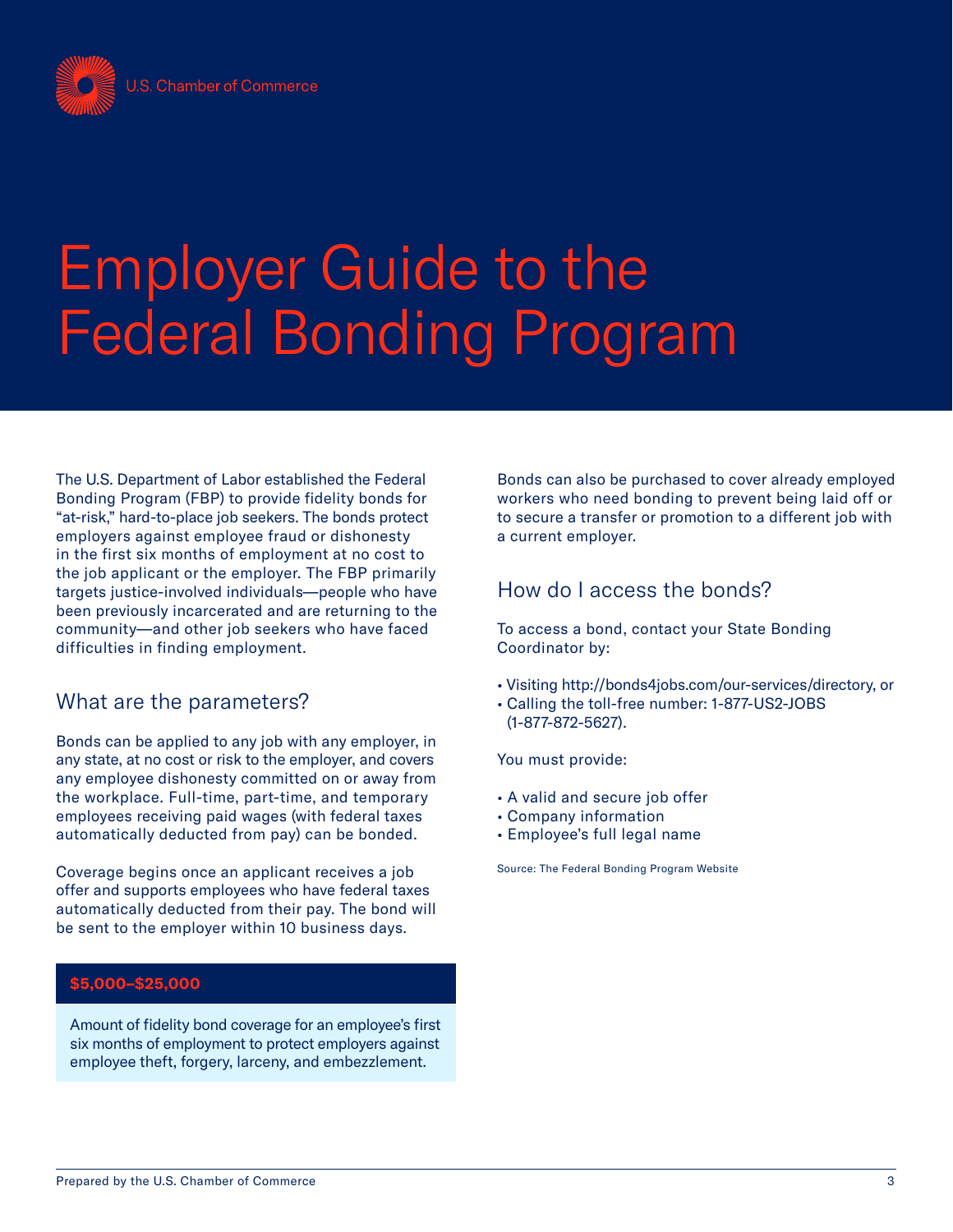U.S. Chamber of Commerce

# Employer Guide to the Federal Bonding Program

The U.S. Department of Labor established the Federal Bonding Program (FBP) to provide fidelity bonds for "at-risk," hard-to-place job seekers. The bonds protect employers against employee fraud or dishonesty in the first six months of employment at no cost to the job applicant or the employer. The FBP primarily targets justice-involved individuals—people who have been previously incarcerated and are returning to the community—and other job seekers who have faced difficulties in finding employment.

## What are the parameters?

Bonds can be applied to any job with any employer, in any state, at no cost or risk to the employer, and covers any employee dishonesty committed on or away from the workplace. Full-time, part-time, and temporary employees receiving paid wages (with federal taxes automatically deducted from pay) can be bonded.

Coverage begins once an applicant receives a job offer and supports employees who have federal taxes automatically deducted from their pay. The bond will be sent to the employer within 10 business days.

**$5,000–$25,000**

Amount of fidelity bond coverage for an employee's first six months of employment to protect employers against employee theft, forgery, larceny, and embezzlement.

Bonds can also be purchased to cover already employed workers who need bonding to prevent being laid off or to secure a transfer or promotion to a different job with a current employer.

## How do I access the bonds?

To access a bond, contact your State Bonding Coordinator by:

- Visiting http://bonds4jobs.com/our-services/directory, or
- Calling the toll-free number: 1-877-US2-JOBS (1-877-872-5627).

You must provide:

- A valid and secure job offer
- Company information
- Employee's full legal name

Source: The Federal Bonding Program Website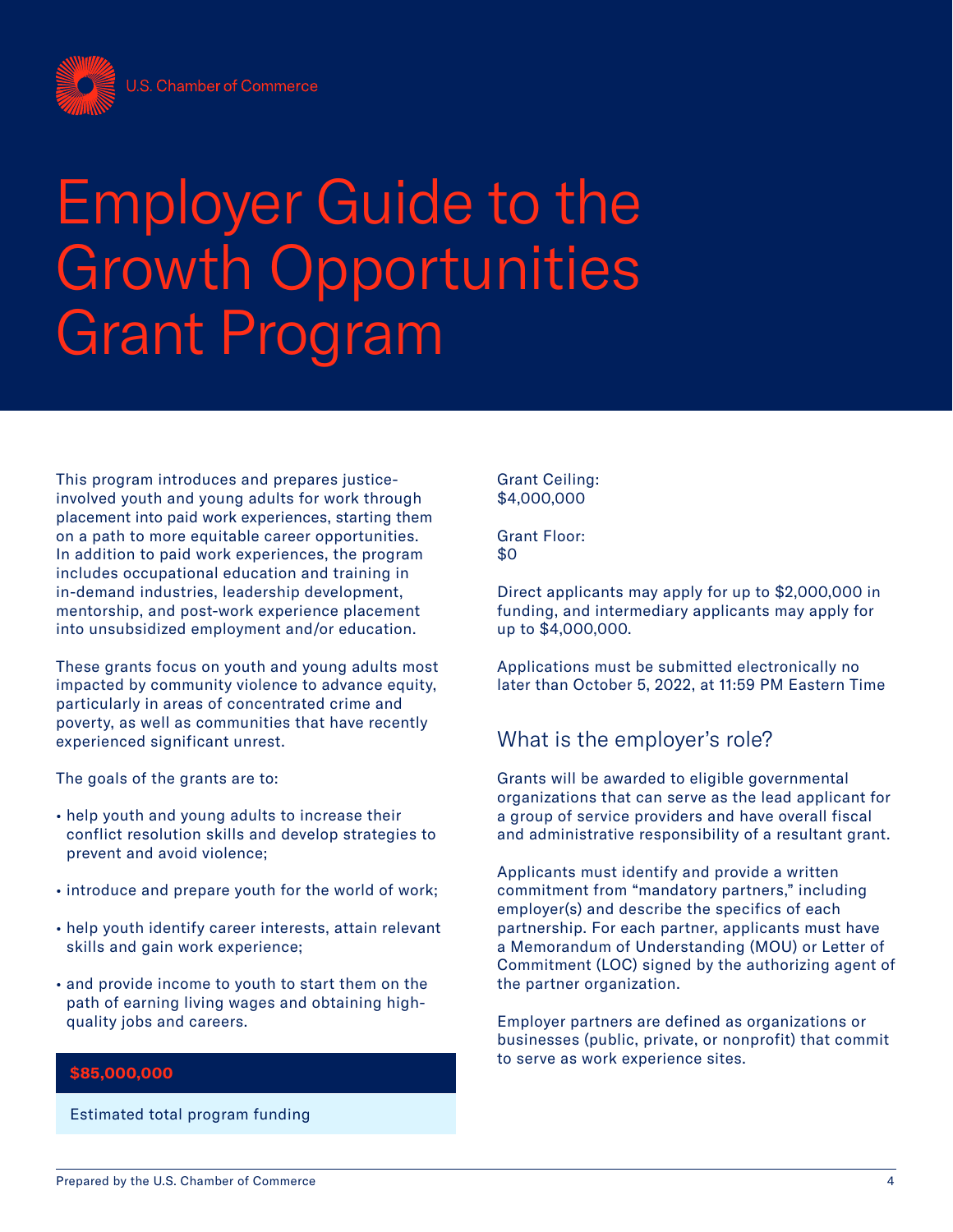# Employer Guide to the Growth Opportunities Grant Program

This program introduces and prepares justice-involved youth and young adults for work through placement into paid work experiences, starting them on a path to more equitable career opportunities. In addition to paid work experiences, the program includes occupational education and training in in-demand industries, leadership development, mentorship, and post-work experience placement into unsubsidized employment and/or education.

These grants focus on youth and young adults most impacted by community violence to advance equity, particularly in areas of concentrated crime and poverty, as well as communities that have recently experienced significant unrest.

The goals of the grants are to:

- help youth and young adults to increase their conflict resolution skills and develop strategies to prevent and avoid violence;
- introduce and prepare youth for the world of work;
- help youth identify career interests, attain relevant skills and gain work experience;
- and provide income to youth to start them on the path of earning living wages and obtaining high-quality jobs and careers.

**$85,000,000**

Estimated total program funding

Grant Ceiling:
$4,000,000

Grant Floor:
$0

Direct applicants may apply for up to $2,000,000 in funding, and intermediary applicants may apply for up to $4,000,000.

Applications must be submitted electronically no later than October 5, 2022, at 11:59 PM Eastern Time

## What is the employer's role?

Grants will be awarded to eligible governmental organizations that can serve as the lead applicant for a group of service providers and have overall fiscal and administrative responsibility of a resultant grant.

Applicants must identify and provide a written commitment from "mandatory partners," including employer(s) and describe the specifics of each partnership. For each partner, applicants must have a Memorandum of Understanding (MOU) or Letter of Commitment (LOC) signed by the authorizing agent of the partner organization.

Employer partners are defined as organizations or businesses (public, private, or nonprofit) that commit to serve as work experience sites.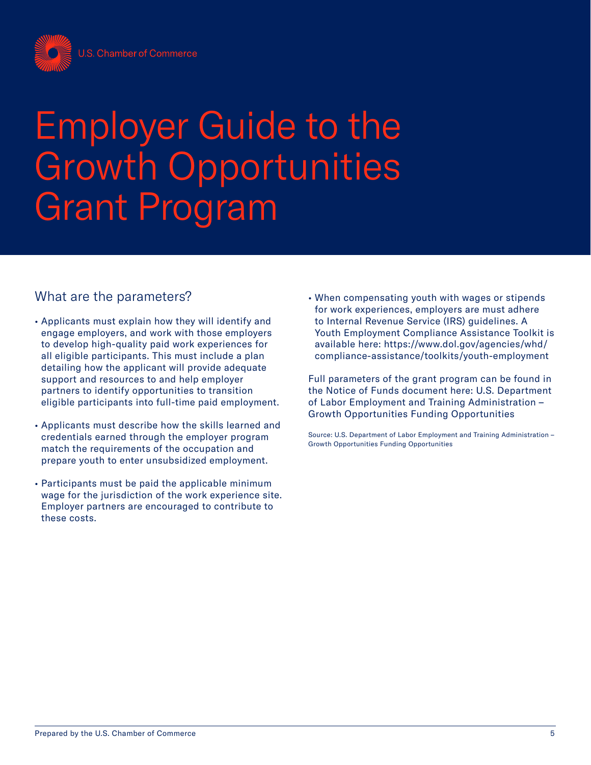U.S. Chamber of Commerce

# Employer Guide to the Growth Opportunities Grant Program

## What are the parameters?

- Applicants must explain how they will identify and engage employers, and work with those employers to develop high-quality paid work experiences for all eligible participants. This must include a plan detailing how the applicant will provide adequate support and resources to and help employer partners to identify opportunities to transition eligible participants into full-time paid employment.
- Applicants must describe how the skills learned and credentials earned through the employer program match the requirements of the occupation and prepare youth to enter unsubsidized employment.
- Participants must be paid the applicable minimum wage for the jurisdiction of the work experience site. Employer partners are encouraged to contribute to these costs.
- When compensating youth with wages or stipends for work experiences, employers are must adhere to Internal Revenue Service (IRS) guidelines. A Youth Employment Compliance Assistance Toolkit is available here: https://www.dol.gov/agencies/whd/compliance-assistance/toolkits/youth-employment

Full parameters of the grant program can be found in the Notice of Funds document here: U.S. Department of Labor Employment and Training Administration – Growth Opportunities Funding Opportunities

Source: U.S. Department of Labor Employment and Training Administration – Growth Opportunities Funding Opportunities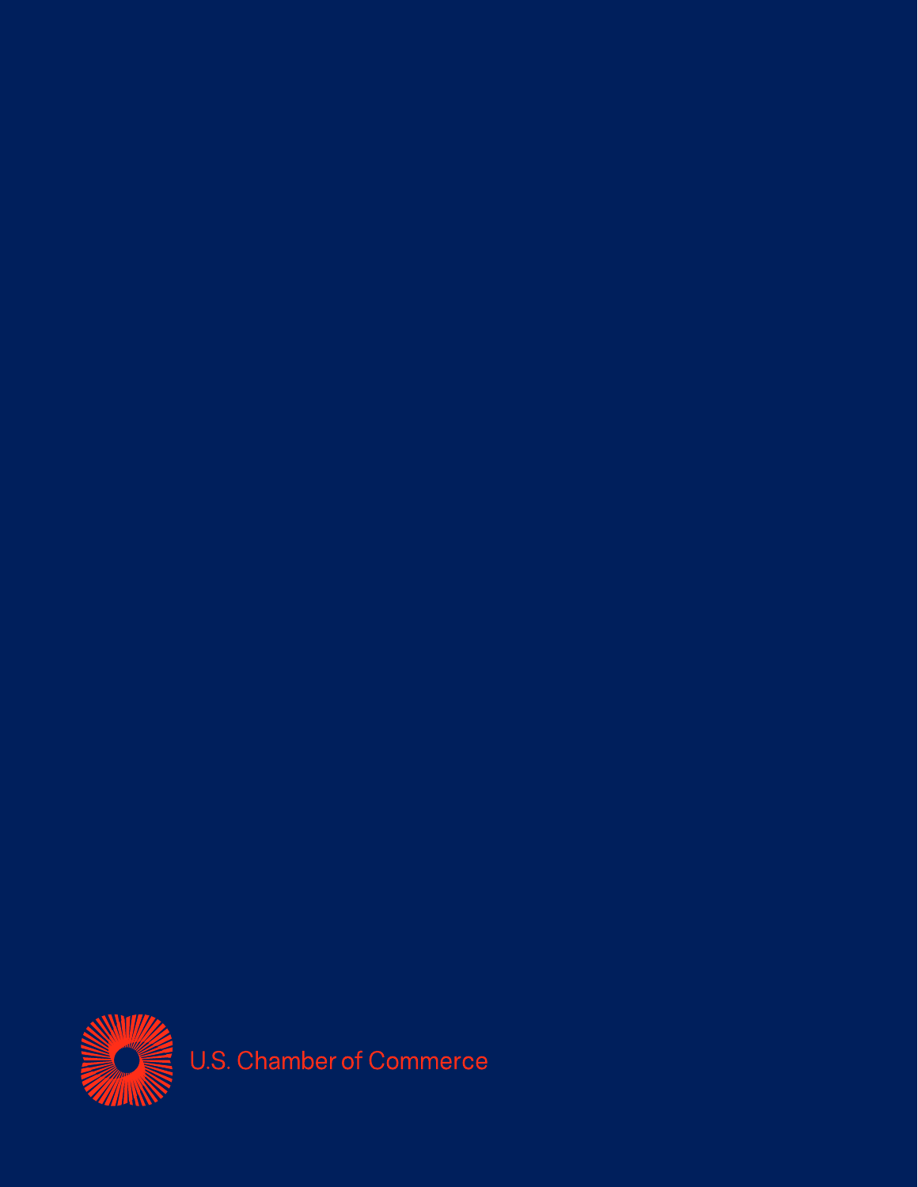U.S. Chamber of Commerce